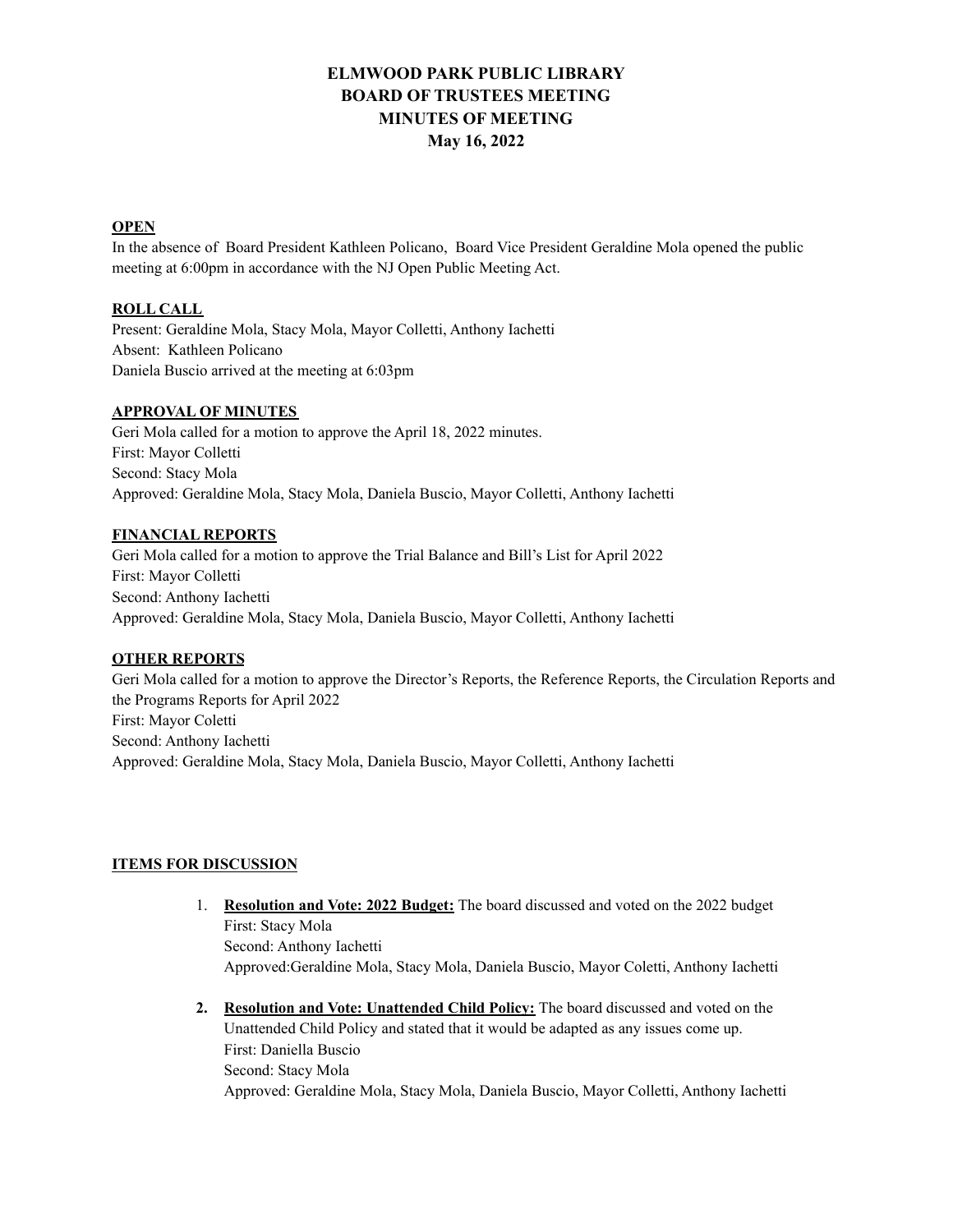# ELMWOOD PARK PUBLIC LIBRARY
# BOARD OF TRUSTEES MEETING
# MINUTES OF MEETING
# May 16, 2022

**OPEN**

In the absence of Board President Kathleen Policano, Board Vice President Geraldine Mola opened the public meeting at 6:00pm in accordance with the NJ Open Public Meeting Act.

**ROLL CALL**

Present: Geraldine Mola, Stacy Mola, Mayor Colletti, Anthony Iachetti
Absent: Kathleen Policano
Daniela Buscio arrived at the meeting at 6:03pm

**APPROVAL OF MINUTES**

Geri Mola called for a motion to approve the April 18, 2022 minutes.
First: Mayor Colletti
Second: Stacy Mola
Approved: Geraldine Mola, Stacy Mola, Daniela Buscio, Mayor Colletti, Anthony Iachetti

**FINANCIAL REPORTS**

Geri Mola called for a motion to approve the Trial Balance and Bill's List for April 2022
First: Mayor Colletti
Second: Anthony Iachetti
Approved: Geraldine Mola, Stacy Mola, Daniela Buscio, Mayor Colletti, Anthony Iachetti

**OTHER REPORTS**

Geri Mola called for a motion to approve the Director's Reports, the Reference Reports, the Circulation Reports and the Programs Reports for April 2022
First: Mayor Coletti
Second: Anthony Iachetti
Approved: Geraldine Mola, Stacy Mola, Daniela Buscio, Mayor Colletti, Anthony Iachetti

**ITEMS FOR DISCUSSION**

1. **Resolution and Vote: 2022 Budget:** The board discussed and voted on the 2022 budget
   First: Stacy Mola
   Second: Anthony Iachetti
   Approved:Geraldine Mola, Stacy Mola, Daniela Buscio, Mayor Coletti, Anthony Iachetti

2. **Resolution and Vote: Unattended Child Policy:** The board discussed and voted on the Unattended Child Policy and stated that it would be adapted as any issues come up.
   First: Daniella Buscio
   Second: Stacy Mola
   Approved: Geraldine Mola, Stacy Mola, Daniela Buscio, Mayor Colletti, Anthony Iachetti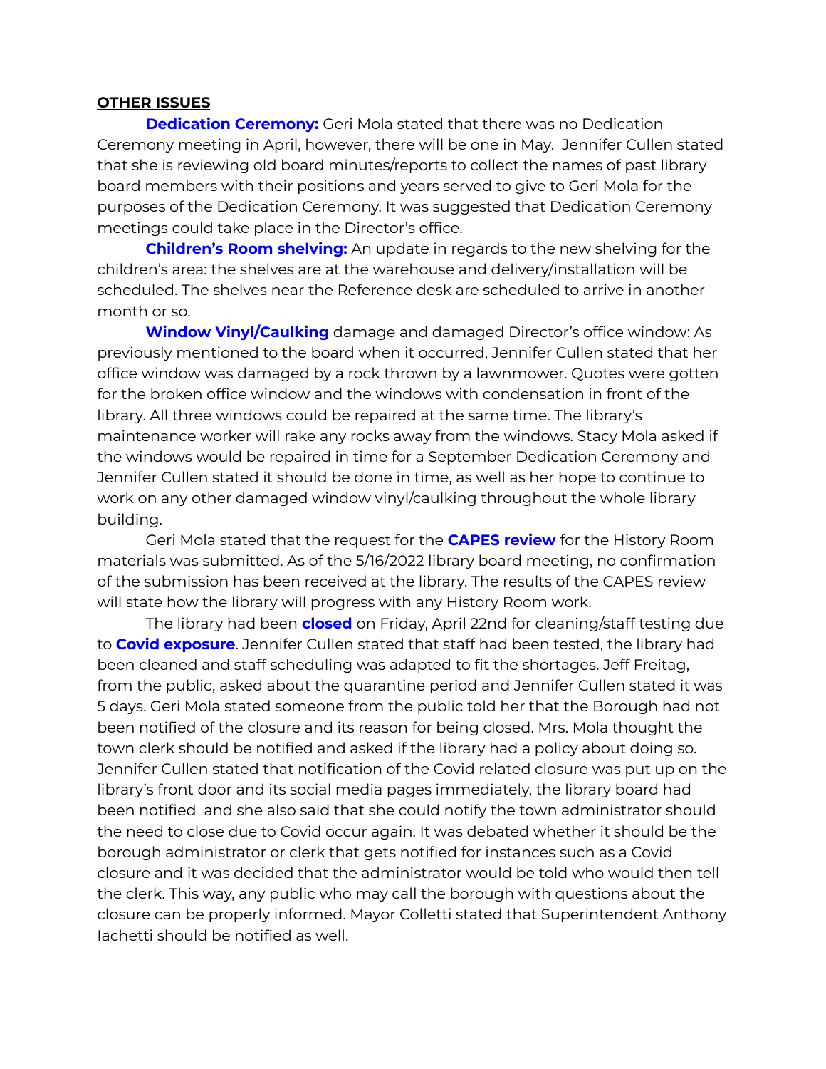**OTHER ISSUES**

**Dedication Ceremony:** Geri Mola stated that there was no Dedication Ceremony meeting in April, however, there will be one in May. Jennifer Cullen stated that she is reviewing old board minutes/reports to collect the names of past library board members with their positions and years served to give to Geri Mola for the purposes of the Dedication Ceremony. It was suggested that Dedication Ceremony meetings could take place in the Director's office.

**Children's Room shelving:** An update in regards to the new shelving for the children's area: the shelves are at the warehouse and delivery/installation will be scheduled. The shelves near the Reference desk are scheduled to arrive in another month or so.

**Window Vinyl/Caulking** damage and damaged Director's office window: As previously mentioned to the board when it occurred, Jennifer Cullen stated that her office window was damaged by a rock thrown by a lawnmower. Quotes were gotten for the broken office window and the windows with condensation in front of the library. All three windows could be repaired at the same time. The library's maintenance worker will rake any rocks away from the windows. Stacy Mola asked if the windows would be repaired in time for a September Dedication Ceremony and Jennifer Cullen stated it should be done in time, as well as her hope to continue to work on any other damaged window vinyl/caulking throughout the whole library building.

Geri Mola stated that the request for the **CAPES review** for the History Room materials was submitted. As of the 5/16/2022 library board meeting, no confirmation of the submission has been received at the library. The results of the CAPES review will state how the library will progress with any History Room work.

The library had been **closed** on Friday, April 22nd for cleaning/staff testing due to **Covid exposure**. Jennifer Cullen stated that staff had been tested, the library had been cleaned and staff scheduling was adapted to fit the shortages. Jeff Freitag, from the public, asked about the quarantine period and Jennifer Cullen stated it was 5 days. Geri Mola stated someone from the public told her that the Borough had not been notified of the closure and its reason for being closed. Mrs. Mola thought the town clerk should be notified and asked if the library had a policy about doing so. Jennifer Cullen stated that notification of the Covid related closure was put up on the library's front door and its social media pages immediately, the library board had been notified and she also said that she could notify the town administrator should the need to close due to Covid occur again. It was debated whether it should be the borough administrator or clerk that gets notified for instances such as a Covid closure and it was decided that the administrator would be told who would then tell the clerk. This way, any public who may call the borough with questions about the closure can be properly informed. Mayor Colletti stated that Superintendent Anthony Iachetti should be notified as well.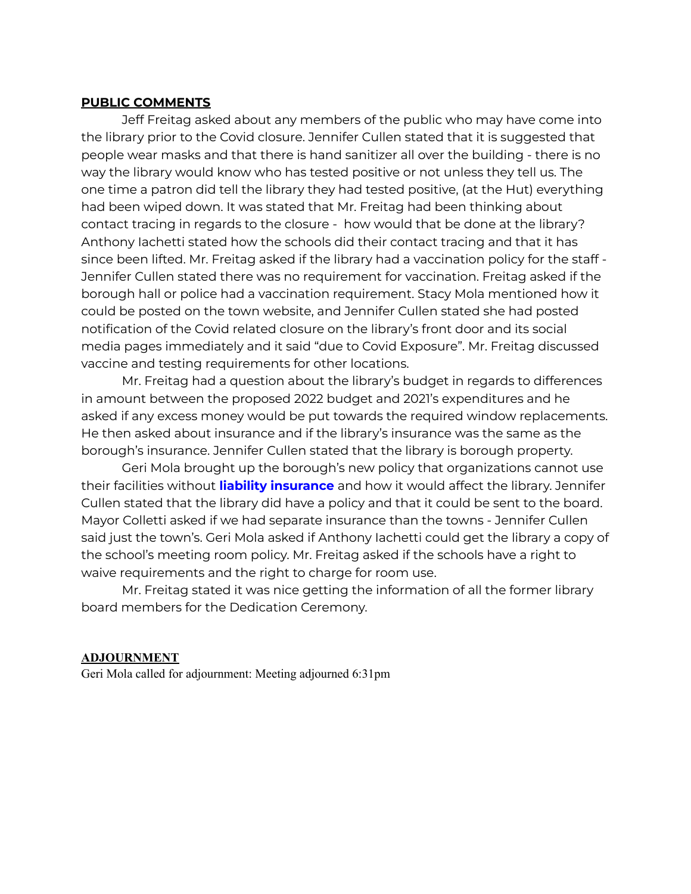**PUBLIC COMMENTS**

Jeff Freitag asked about any members of the public who may have come into the library prior to the Covid closure. Jennifer Cullen stated that it is suggested that people wear masks and that there is hand sanitizer all over the building - there is no way the library would know who has tested positive or not unless they tell us. The one time a patron did tell the library they had tested positive, (at the Hut) everything had been wiped down. It was stated that Mr. Freitag had been thinking about contact tracing in regards to the closure - how would that be done at the library? Anthony Iachetti stated how the schools did their contact tracing and that it has since been lifted. Mr. Freitag asked if the library had a vaccination policy for the staff - Jennifer Cullen stated there was no requirement for vaccination. Freitag asked if the borough hall or police had a vaccination requirement. Stacy Mola mentioned how it could be posted on the town website, and Jennifer Cullen stated she had posted notification of the Covid related closure on the library's front door and its social media pages immediately and it said "due to Covid Exposure". Mr. Freitag discussed vaccine and testing requirements for other locations.

Mr. Freitag had a question about the library's budget in regards to differences in amount between the proposed 2022 budget and 2021's expenditures and he asked if any excess money would be put towards the required window replacements. He then asked about insurance and if the library's insurance was the same as the borough's insurance. Jennifer Cullen stated that the library is borough property.

Geri Mola brought up the borough's new policy that organizations cannot use their facilities without **liability insurance** and how it would affect the library. Jennifer Cullen stated that the library did have a policy and that it could be sent to the board. Mayor Colletti asked if we had separate insurance than the towns - Jennifer Cullen said just the town's. Geri Mola asked if Anthony Iachetti could get the library a copy of the school's meeting room policy. Mr. Freitag asked if the schools have a right to waive requirements and the right to charge for room use.

Mr. Freitag stated it was nice getting the information of all the former library board members for the Dedication Ceremony.

**ADJOURNMENT**

Geri Mola called for adjournment: Meeting adjourned 6:31pm